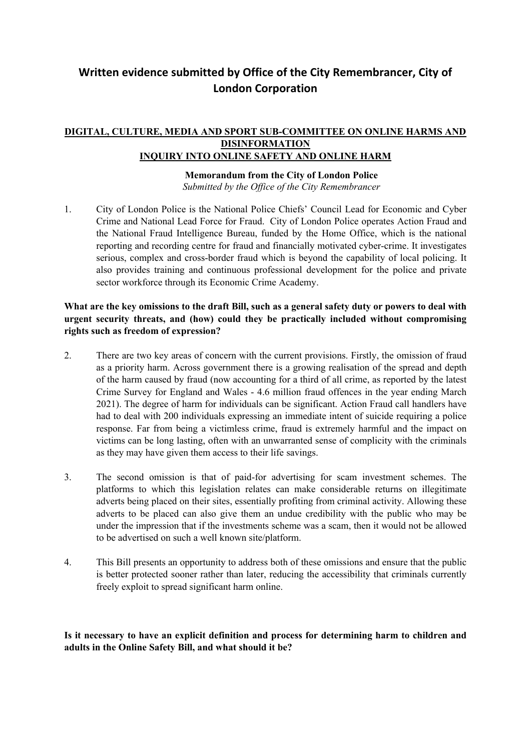# Written evidence submitted by Office of the City Remembrancer, City of London Corporation

**DIGITAL, CULTURE, MEDIA AND SPORT SUB-COMMITTEE ON ONLINE HARMS AND DISINFORMATION**
**INQUIRY INTO ONLINE SAFETY AND ONLINE HARM**

**Memorandum from the City of London Police**
*Submitted by the Office of the City Remembrancer*

1. City of London Police is the National Police Chiefs' Council Lead for Economic and Cyber Crime and National Lead Force for Fraud. City of London Police operates Action Fraud and the National Fraud Intelligence Bureau, funded by the Home Office, which is the national reporting and recording centre for fraud and financially motivated cyber-crime. It investigates serious, complex and cross-border fraud which is beyond the capability of local policing. It also provides training and continuous professional development for the police and private sector workforce through its Economic Crime Academy.

**What are the key omissions to the draft Bill, such as a general safety duty or powers to deal with urgent security threats, and (how) could they be practically included without compromising rights such as freedom of expression?**

2. There are two key areas of concern with the current provisions. Firstly, the omission of fraud as a priority harm. Across government there is a growing realisation of the spread and depth of the harm caused by fraud (now accounting for a third of all crime, as reported by the latest Crime Survey for England and Wales - 4.6 million fraud offences in the year ending March 2021). The degree of harm for individuals can be significant. Action Fraud call handlers have had to deal with 200 individuals expressing an immediate intent of suicide requiring a police response. Far from being a victimless crime, fraud is extremely harmful and the impact on victims can be long lasting, often with an unwarranted sense of complicity with the criminals as they may have given them access to their life savings.

3. The second omission is that of paid-for advertising for scam investment schemes. The platforms to which this legislation relates can make considerable returns on illegitimate adverts being placed on their sites, essentially profiting from criminal activity. Allowing these adverts to be placed can also give them an undue credibility with the public who may be under the impression that if the investments scheme was a scam, then it would not be allowed to be advertised on such a well known site/platform.

4. This Bill presents an opportunity to address both of these omissions and ensure that the public is better protected sooner rather than later, reducing the accessibility that criminals currently freely exploit to spread significant harm online.

**Is it necessary to have an explicit definition and process for determining harm to children and adults in the Online Safety Bill, and what should it be?**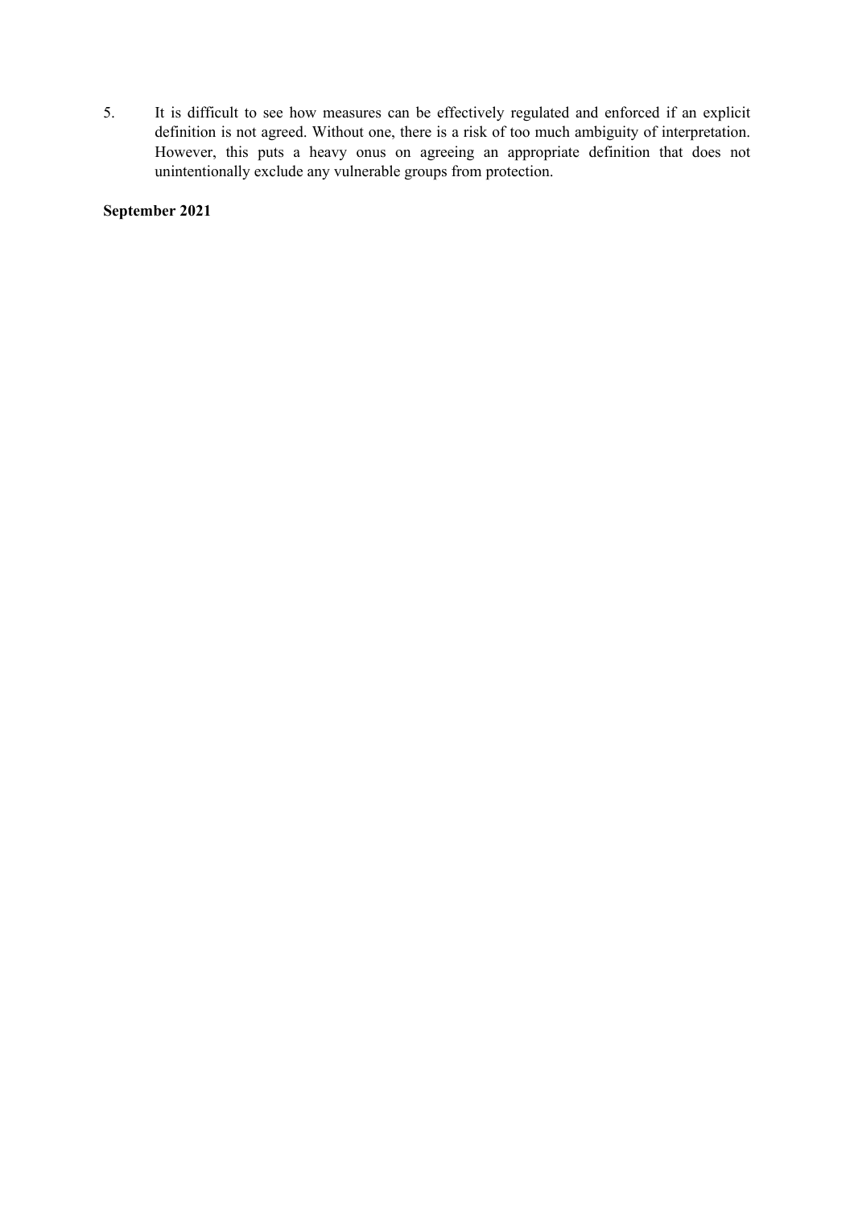5. It is difficult to see how measures can be effectively regulated and enforced if an explicit definition is not agreed. Without one, there is a risk of too much ambiguity of interpretation. However, this puts a heavy onus on agreeing an appropriate definition that does not unintentionally exclude any vulnerable groups from protection.

**September 2021**